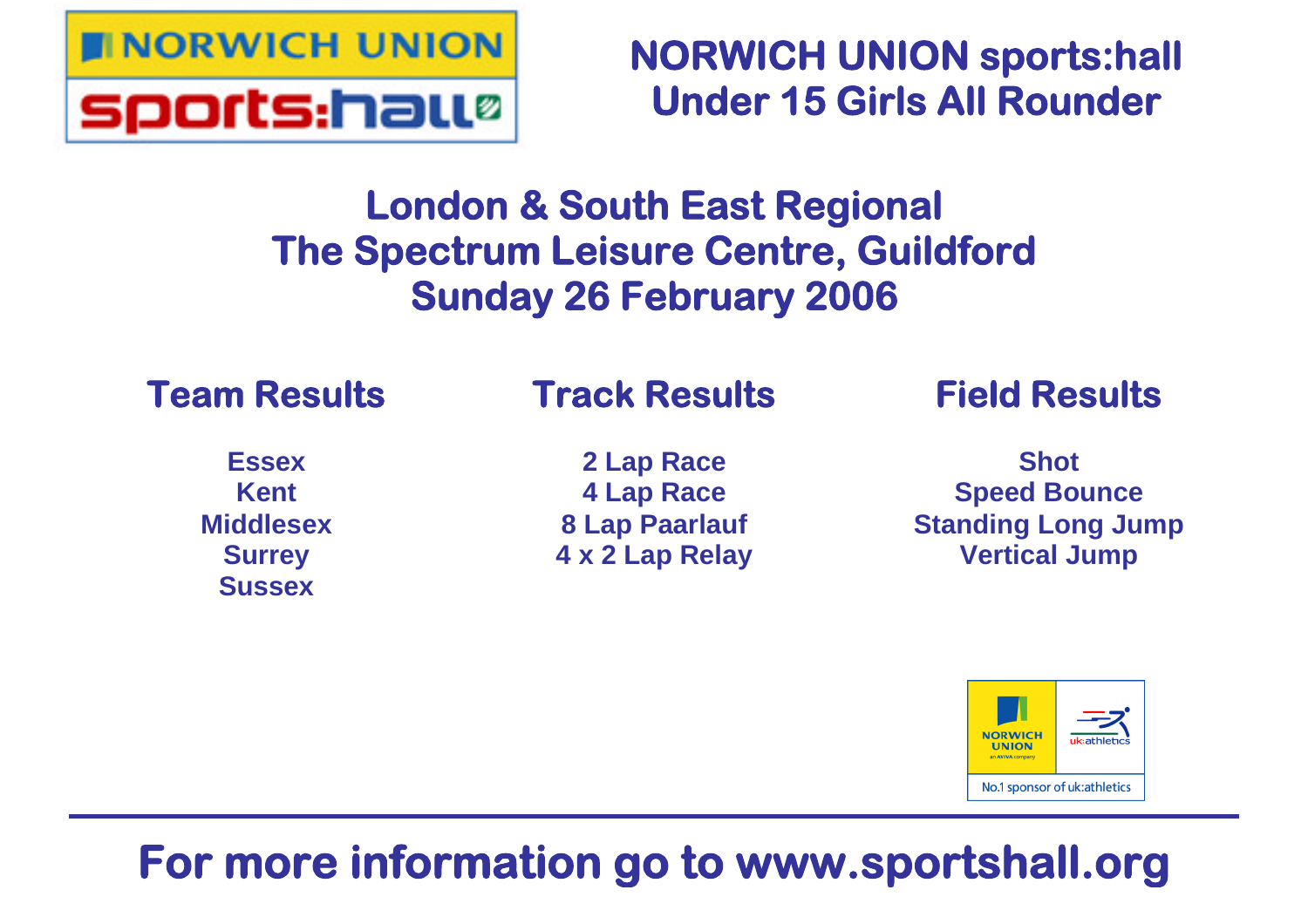NORWICH UNION

sports:hall

# NORWICH UNION sports:hall Under 15 Girls All Rounder

## London & South East Regional
## The Spectrum Leisure Centre, Guildford
## Sunday 26 February 2006

### Team Results

Essex
Kent
Middlesex
Surrey
Sussex

### Track Results

2 Lap Race
4 Lap Race
8 Lap Paarlauf
4 x 2 Lap Relay

### Field Results

Shot
Speed Bounce
Standing Long Jump
Vertical Jump

NORWICH UNION
an AVIVA company
uk:athletics
No.1 sponsor of uk:athletics

---

**For more information go to www.sportshall.org**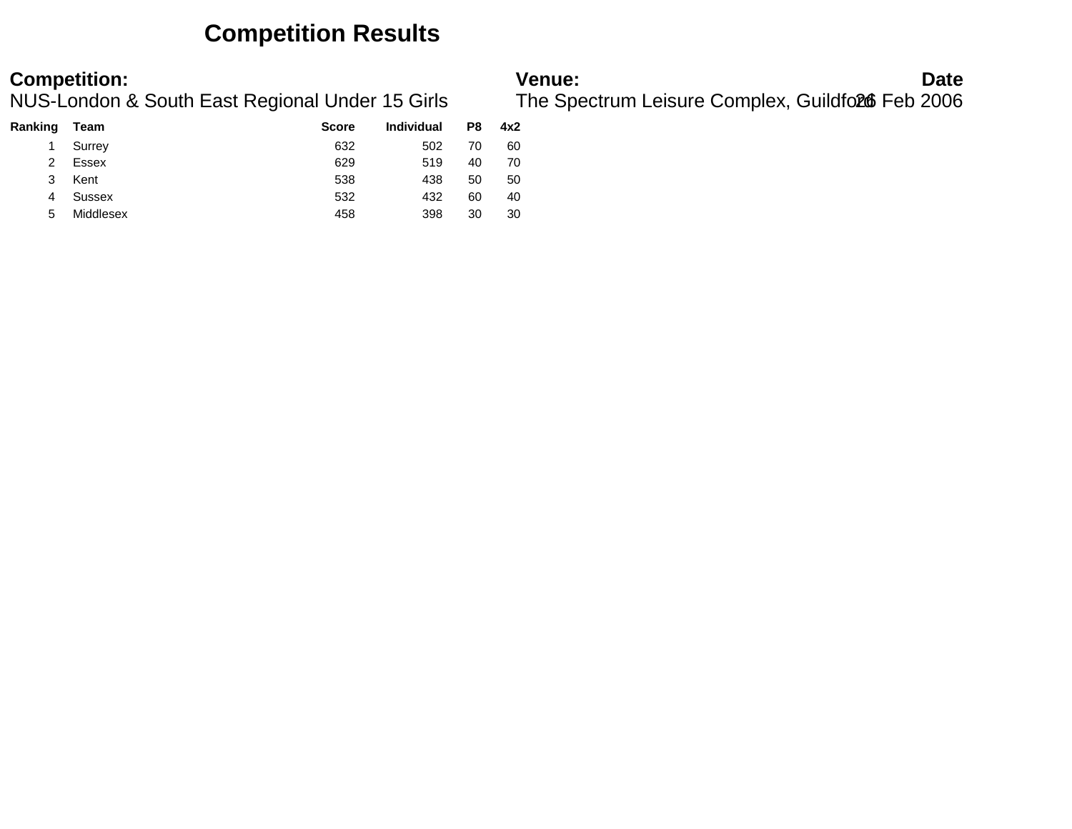# Competition Results

**Competition:** NUS-London & South East Regional Under 15 Girls

**Venue:** The Spectrum Leisure Complex, Guildford

**Date** 26 Feb 2006

| Ranking | Team | Score | Individual | P8 | 4x2 |
|---|---|---|---|---|---|
| 1 | Surrey | 632 | 502 | 70 | 60 |
| 2 | Essex | 629 | 519 | 40 | 70 |
| 3 | Kent | 538 | 438 | 50 | 50 |
| 4 | Sussex | 532 | 432 | 60 | 40 |
| 5 | Middlesex | 458 | 398 | 30 | 30 |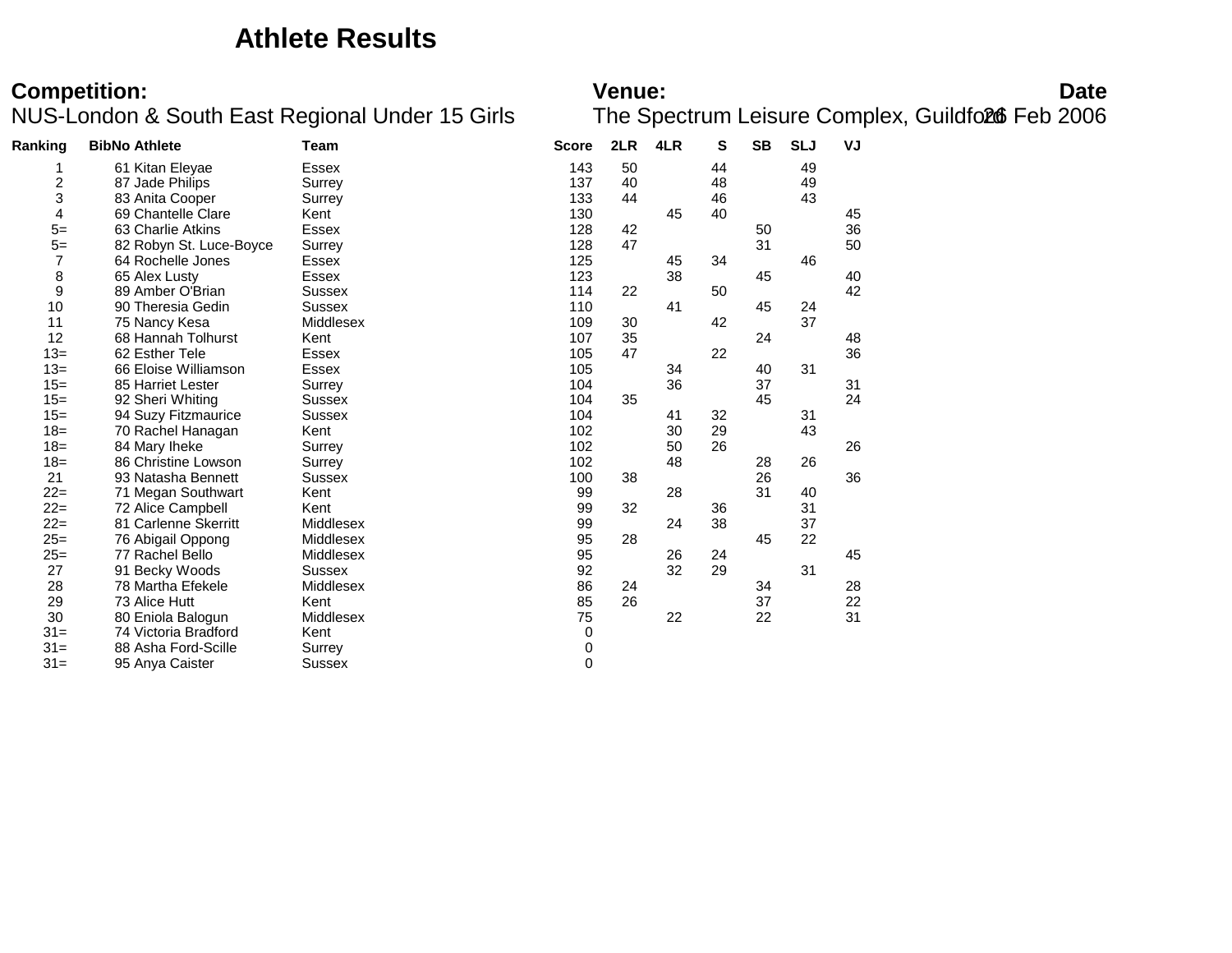# Athlete Results

**Competition:**
NUS-London & South East Regional Under 15 Girls

**Venue:**
The Spectrum Leisure Complex, Guildford

**Date**
26 Feb 2006

| Ranking | BibNo | Athlete | Team | Score | 2LR | 4LR | S | SB | SLJ | VJ |
|---|---|---|---|---|---|---|---|---|---|---|
| 1 | 61 | Kitan Eleyae | Essex | 143 | 50 | | 44 | | 49 | |
| 2 | 87 | Jade Philips | Surrey | 137 | 40 | | 48 | | 49 | |
| 3 | 83 | Anita Cooper | Surrey | 133 | 44 | | 46 | | 43 | |
| 4 | 69 | Chantelle Clare | Kent | 130 | | 45 | 40 | | | 45 |
| 5= | 63 | Charlie Atkins | Essex | 128 | 42 | | | 50 | | 36 |
| 5= | 82 | Robyn St. Luce-Boyce | Surrey | 128 | 47 | | | 31 | | 50 |
| 7 | 64 | Rochelle Jones | Essex | 125 | | 45 | 34 | | 46 | |
| 8 | 65 | Alex Lusty | Essex | 123 | | 38 | | 45 | | 40 |
| 9 | 89 | Amber O'Brian | Sussex | 114 | 22 | | 50 | | | 42 |
| 10 | 90 | Theresia Gedin | Sussex | 110 | | 41 | | 45 | 24 | |
| 11 | 75 | Nancy Kesa | Middlesex | 109 | 30 | | 42 | | 37 | |
| 12 | 68 | Hannah Tolhurst | Kent | 107 | 35 | | | 24 | | 48 |
| 13= | 62 | Esther Tele | Essex | 105 | 47 | | 22 | | | 36 |
| 13= | 66 | Eloise Williamson | Essex | 105 | | 34 | | 40 | 31 | |
| 15= | 85 | Harriet Lester | Surrey | 104 | | 36 | | 37 | | 31 |
| 15= | 92 | Sheri Whiting | Sussex | 104 | 35 | | | 45 | | 24 |
| 15= | 94 | Suzy Fitzmaurice | Sussex | 104 | | 41 | 32 | | 31 | |
| 18= | 70 | Rachel Hanagan | Kent | 102 | | 30 | 29 | | 43 | |
| 18= | 84 | Mary Iheke | Surrey | 102 | | 50 | 26 | | | 26 |
| 18= | 86 | Christine Lowson | Surrey | 102 | | 48 | | 28 | 26 | |
| 21 | 93 | Natasha Bennett | Sussex | 100 | 38 | | | 26 | | 36 |
| 22= | 71 | Megan Southwart | Kent | 99 | | 28 | | 31 | 40 | |
| 22= | 72 | Alice Campbell | Kent | 99 | 32 | | 36 | | 31 | |
| 22= | 81 | Carlenne Skerritt | Middlesex | 99 | | 24 | 38 | | 37 | |
| 25= | 76 | Abigail Oppong | Middlesex | 95 | 28 | | | 45 | 22 | |
| 25= | 77 | Rachel Bello | Middlesex | 95 | | 26 | 24 | | | 45 |
| 27 | 91 | Becky Woods | Sussex | 92 | | 32 | 29 | | 31 | |
| 28 | 78 | Martha Efekele | Middlesex | 86 | 24 | | | 34 | | 28 |
| 29 | 73 | Alice Hutt | Kent | 85 | 26 | | | 37 | | 22 |
| 30 | 80 | Eniola Balogun | Middlesex | 75 | | 22 | | 22 | | 31 |
| 31= | 74 | Victoria Bradford | Kent | 0 | | | | | | |
| 31= | 88 | Asha Ford-Scille | Surrey | 0 | | | | | | |
| 31= | 95 | Anya Caister | Sussex | 0 | | | | | | |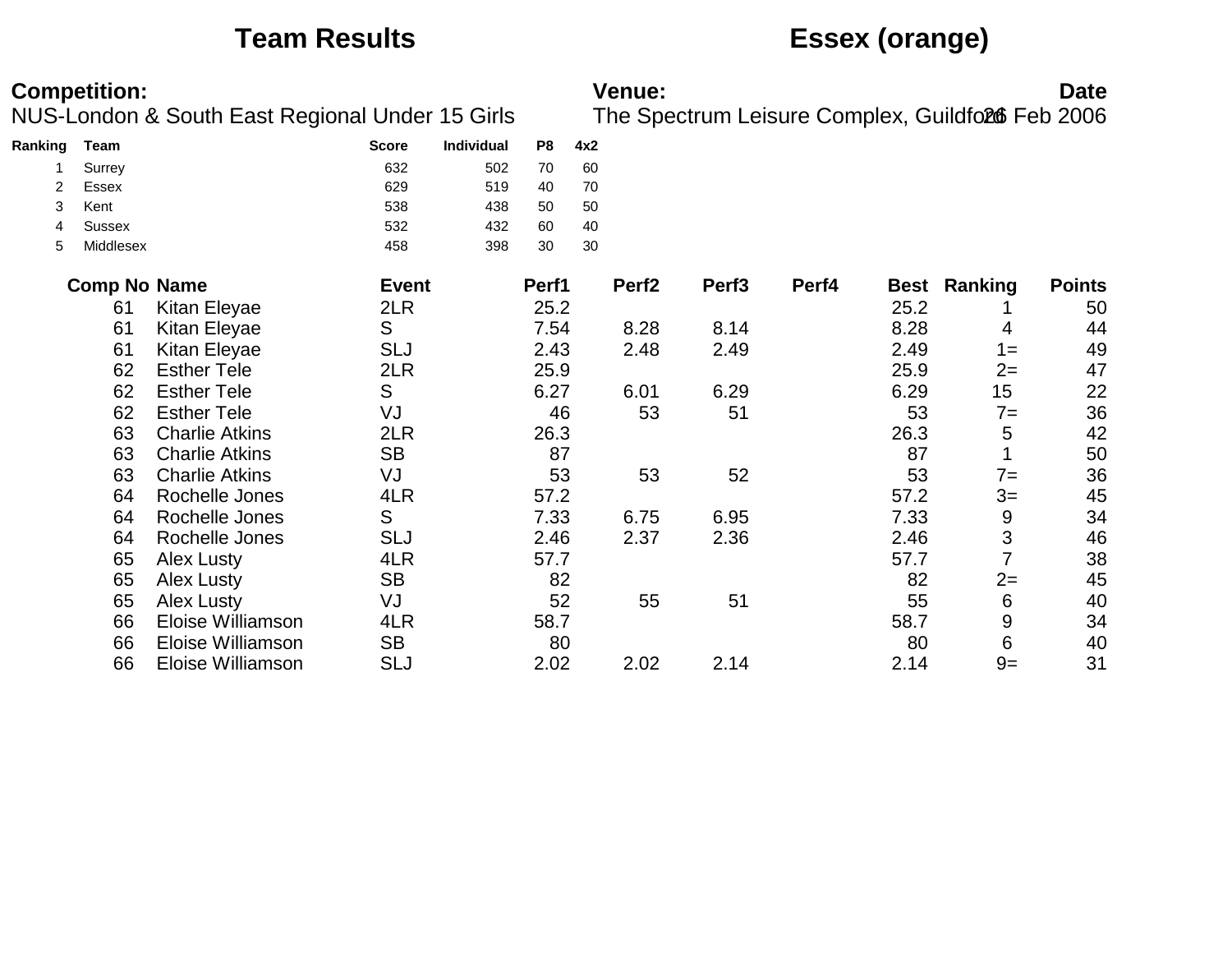## Team Results

## Essex (orange)

**Competition:**
NUS-London & South East Regional Under 15 Girls

**Venue:**
The Spectrum Leisure Complex, Guildford

**Date**
26 Feb 2006

| Ranking | Team | Score | Individual | P8 | 4x2 |
|---|---|---|---|---|---|
| 1 | Surrey | 632 | 502 | 70 | 60 |
| 2 | Essex | 629 | 519 | 40 | 70 |
| 3 | Kent | 538 | 438 | 50 | 50 |
| 4 | Sussex | 532 | 432 | 60 | 40 |
| 5 | Middlesex | 458 | 398 | 30 | 30 |

| Comp No | Name | Event | Perf1 | Perf2 | Perf3 | Perf4 | Best | Ranking | Points |
|---|---|---|---|---|---|---|---|---|---|
| 61 | Kitan Eleyae | 2LR | 25.2 | | | | 25.2 | 1 | 50 |
| 61 | Kitan Eleyae | S | 7.54 | 8.28 | 8.14 | | 8.28 | 4 | 44 |
| 61 | Kitan Eleyae | SLJ | 2.43 | 2.48 | 2.49 | | 2.49 | 1= | 49 |
| 62 | Esther Tele | 2LR | 25.9 | | | | 25.9 | 2= | 47 |
| 62 | Esther Tele | S | 6.27 | 6.01 | 6.29 | | 6.29 | 15 | 22 |
| 62 | Esther Tele | VJ | 46 | 53 | 51 | | 53 | 7= | 36 |
| 63 | Charlie Atkins | 2LR | 26.3 | | | | 26.3 | 5 | 42 |
| 63 | Charlie Atkins | SB | 87 | | | | 87 | 1 | 50 |
| 63 | Charlie Atkins | VJ | 53 | 53 | 52 | | 53 | 7= | 36 |
| 64 | Rochelle Jones | 4LR | 57.2 | | | | 57.2 | 3= | 45 |
| 64 | Rochelle Jones | S | 7.33 | 6.75 | 6.95 | | 7.33 | 9 | 34 |
| 64 | Rochelle Jones | SLJ | 2.46 | 2.37 | 2.36 | | 2.46 | 3 | 46 |
| 65 | Alex Lusty | 4LR | 57.7 | | | | 57.7 | 7 | 38 |
| 65 | Alex Lusty | SB | 82 | | | | 82 | 2= | 45 |
| 65 | Alex Lusty | VJ | 52 | 55 | 51 | | 55 | 6 | 40 |
| 66 | Eloise Williamson | 4LR | 58.7 | | | | 58.7 | 9 | 34 |
| 66 | Eloise Williamson | SB | 80 | | | | 80 | 6 | 40 |
| 66 | Eloise Williamson | SLJ | 2.02 | 2.02 | 2.14 | | 2.14 | 9= | 31 |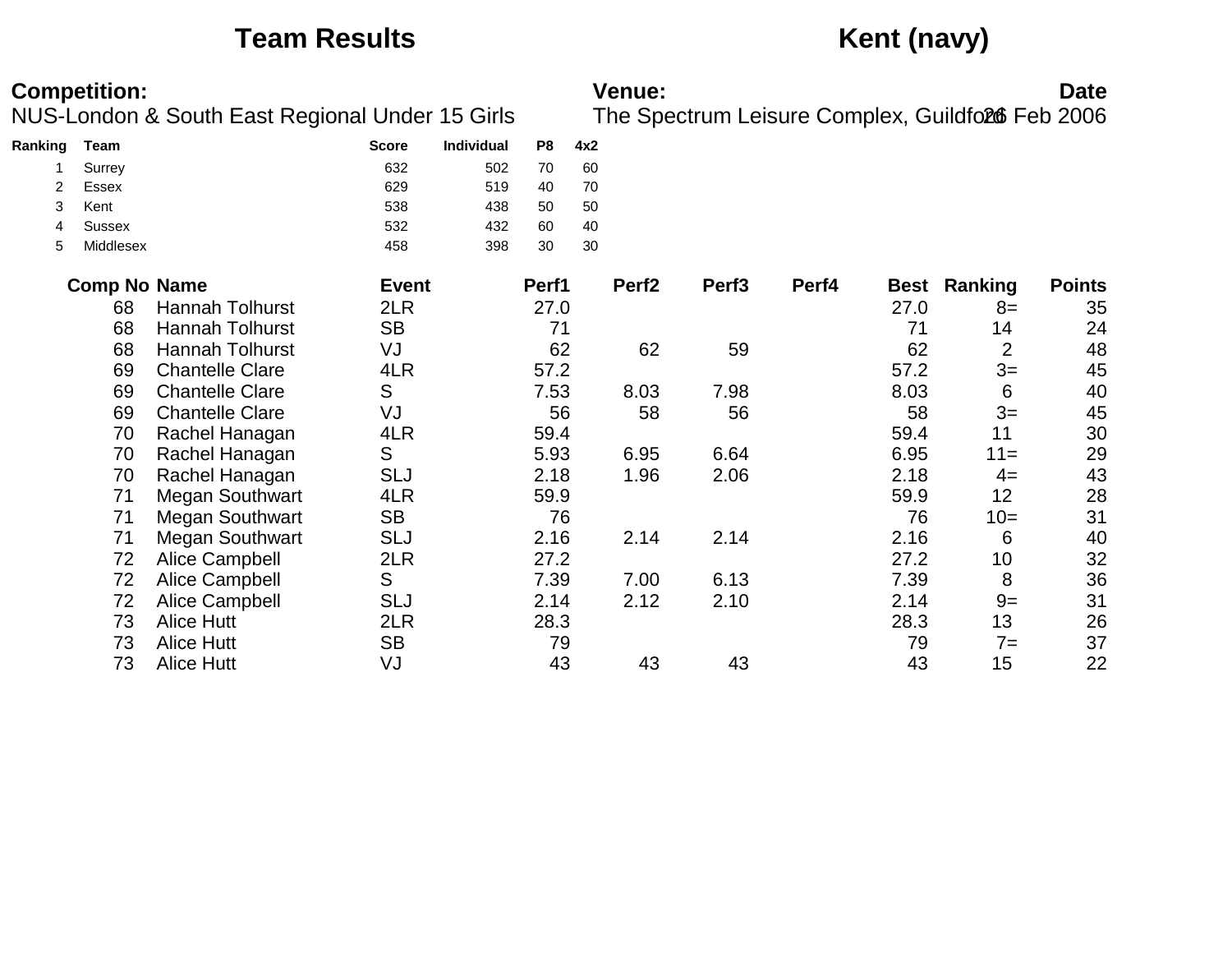# Team Results — Kent (navy)

**Competition:**
NUS-London & South East Regional Under 15 Girls

**Venue:**
The Spectrum Leisure Complex, Guildford

**Date**
26 Feb 2006

| Ranking | Team | Score | Individual | P8 | 4x2 |
|---|---|---|---|---|---|
| 1 | Surrey | 632 | 502 | 70 | 60 |
| 2 | Essex | 629 | 519 | 40 | 70 |
| 3 | Kent | 538 | 438 | 50 | 50 |
| 4 | Sussex | 532 | 432 | 60 | 40 |
| 5 | Middlesex | 458 | 398 | 30 | 30 |

| Comp No | Name | Event | Perf1 | Perf2 | Perf3 | Perf4 | Best | Ranking | Points |
|---|---|---|---|---|---|---|---|---|---|
| 68 | Hannah Tolhurst | 2LR | 27.0 | | | | 27.0 | 8= | 35 |
| 68 | Hannah Tolhurst | SB | 71 | | | | 71 | 14 | 24 |
| 68 | Hannah Tolhurst | VJ | 62 | 62 | 59 | | 62 | 2 | 48 |
| 69 | Chantelle Clare | 4LR | 57.2 | | | | 57.2 | 3= | 45 |
| 69 | Chantelle Clare | S | 7.53 | 8.03 | 7.98 | | 8.03 | 6 | 40 |
| 69 | Chantelle Clare | VJ | 56 | 58 | 56 | | 58 | 3= | 45 |
| 70 | Rachel Hanagan | 4LR | 59.4 | | | | 59.4 | 11 | 30 |
| 70 | Rachel Hanagan | S | 5.93 | 6.95 | 6.64 | | 6.95 | 11= | 29 |
| 70 | Rachel Hanagan | SLJ | 2.18 | 1.96 | 2.06 | | 2.18 | 4= | 43 |
| 71 | Megan Southwart | 4LR | 59.9 | | | | 59.9 | 12 | 28 |
| 71 | Megan Southwart | SB | 76 | | | | 76 | 10= | 31 |
| 71 | Megan Southwart | SLJ | 2.16 | 2.14 | 2.14 | | 2.16 | 6 | 40 |
| 72 | Alice Campbell | 2LR | 27.2 | | | | 27.2 | 10 | 32 |
| 72 | Alice Campbell | S | 7.39 | 7.00 | 6.13 | | 7.39 | 8 | 36 |
| 72 | Alice Campbell | SLJ | 2.14 | 2.12 | 2.10 | | 2.14 | 9= | 31 |
| 73 | Alice Hutt | 2LR | 28.3 | | | | 28.3 | 13 | 26 |
| 73 | Alice Hutt | SB | 79 | | | | 79 | 7= | 37 |
| 73 | Alice Hutt | VJ | 43 | 43 | 43 | | 43 | 15 | 22 |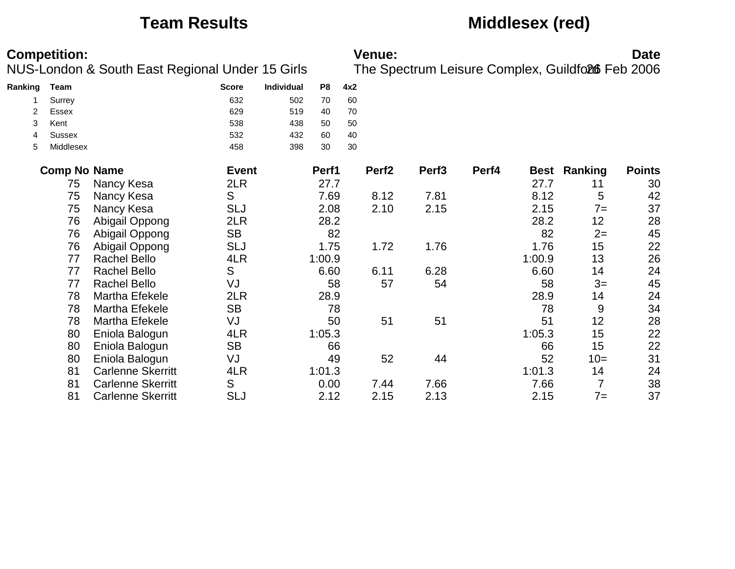# Team Results

## Middlesex (red)

**Competition:**
NUS-London & South East Regional Under 15 Girls

**Venue:**
The Spectrum Leisure Complex, Guildford

**Date**
26 Feb 2006

| Ranking | Team | Score | Individual | P8 | 4x2 |
|---|---|---|---|---|---|
| 1 | Surrey | 632 | 502 | 70 | 60 |
| 2 | Essex | 629 | 519 | 40 | 70 |
| 3 | Kent | 538 | 438 | 50 | 50 |
| 4 | Sussex | 532 | 432 | 60 | 40 |
| 5 | Middlesex | 458 | 398 | 30 | 30 |

| Comp No | Name | Event | Perf1 | Perf2 | Perf3 | Perf4 | Best | Ranking | Points |
|---|---|---|---|---|---|---|---|---|---|
| 75 | Nancy Kesa | 2LR | 27.7 | | | | 27.7 | 11 | 30 |
| 75 | Nancy Kesa | S | 7.69 | 8.12 | 7.81 | | 8.12 | 5 | 42 |
| 75 | Nancy Kesa | SLJ | 2.08 | 2.10 | 2.15 | | 2.15 | 7= | 37 |
| 76 | Abigail Oppong | 2LR | 28.2 | | | | 28.2 | 12 | 28 |
| 76 | Abigail Oppong | SB | 82 | | | | 82 | 2= | 45 |
| 76 | Abigail Oppong | SLJ | 1.75 | 1.72 | 1.76 | | 1.76 | 15 | 22 |
| 77 | Rachel Bello | 4LR | 1:00.9 | | | | 1:00.9 | 13 | 26 |
| 77 | Rachel Bello | S | 6.60 | 6.11 | 6.28 | | 6.60 | 14 | 24 |
| 77 | Rachel Bello | VJ | 58 | 57 | 54 | | 58 | 3= | 45 |
| 78 | Martha Efekele | 2LR | 28.9 | | | | 28.9 | 14 | 24 |
| 78 | Martha Efekele | SB | 78 | | | | 78 | 9 | 34 |
| 78 | Martha Efekele | VJ | 50 | 51 | 51 | | 51 | 12 | 28 |
| 80 | Eniola Balogun | 4LR | 1:05.3 | | | | 1:05.3 | 15 | 22 |
| 80 | Eniola Balogun | SB | 66 | | | | 66 | 15 | 22 |
| 80 | Eniola Balogun | VJ | 49 | 52 | 44 | | 52 | 10= | 31 |
| 81 | Carlenne Skerritt | 4LR | 1:01.3 | | | | 1:01.3 | 14 | 24 |
| 81 | Carlenne Skerritt | S | 0.00 | 7.44 | 7.66 | | 7.66 | 7 | 38 |
| 81 | Carlenne Skerritt | SLJ | 2.12 | 2.15 | 2.13 | | 2.15 | 7= | 37 |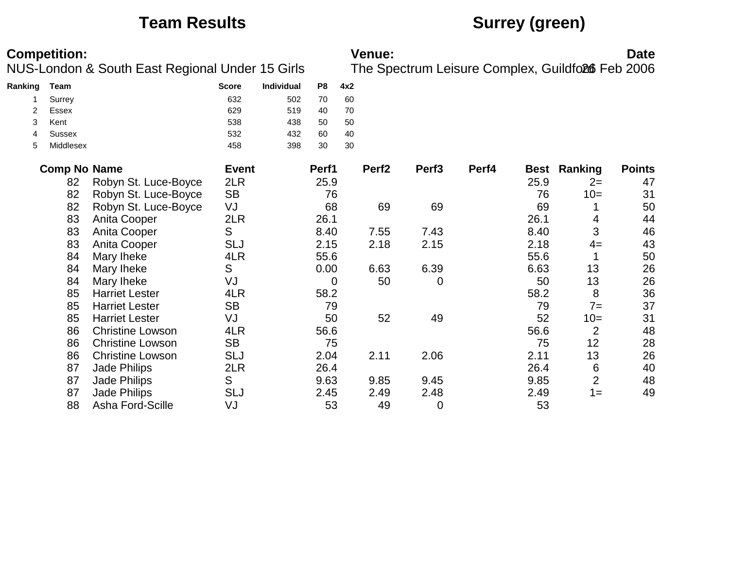# Team Results

## Surrey (green)

**Competition:**
NUS-London & South East Regional Under 15 Girls

**Venue:**
The Spectrum Leisure Complex, Guildford

**Date**
26 Feb 2006

| Ranking | Team | Score | Individual | P8 | 4x2 |
|---|---|---|---|---|---|
| 1 | Surrey | 632 | 502 | 70 | 60 |
| 2 | Essex | 629 | 519 | 40 | 70 |
| 3 | Kent | 538 | 438 | 50 | 50 |
| 4 | Sussex | 532 | 432 | 60 | 40 |
| 5 | Middlesex | 458 | 398 | 30 | 30 |

| Comp No | Name | Event | Perf1 | Perf2 | Perf3 | Perf4 | Best | Ranking | Points |
|---|---|---|---|---|---|---|---|---|---|
| 82 | Robyn St. Luce-Boyce | 2LR | 25.9 | | | | 25.9 | 2= | 47 |
| 82 | Robyn St. Luce-Boyce | SB | 76 | | | | 76 | 10= | 31 |
| 82 | Robyn St. Luce-Boyce | VJ | 68 | 69 | 69 | | 69 | 1 | 50 |
| 83 | Anita Cooper | 2LR | 26.1 | | | | 26.1 | 4 | 44 |
| 83 | Anita Cooper | S | 8.40 | 7.55 | 7.43 | | 8.40 | 3 | 46 |
| 83 | Anita Cooper | SLJ | 2.15 | 2.18 | 2.15 | | 2.18 | 4= | 43 |
| 84 | Mary Iheke | 4LR | 55.6 | | | | 55.6 | 1 | 50 |
| 84 | Mary Iheke | S | 0.00 | 6.63 | 6.39 | | 6.63 | 13 | 26 |
| 84 | Mary Iheke | VJ | 0 | 50 | 0 | | 50 | 13 | 26 |
| 85 | Harriet Lester | 4LR | 58.2 | | | | 58.2 | 8 | 36 |
| 85 | Harriet Lester | SB | 79 | | | | 79 | 7= | 37 |
| 85 | Harriet Lester | VJ | 50 | 52 | 49 | | 52 | 10= | 31 |
| 86 | Christine Lowson | 4LR | 56.6 | | | | 56.6 | 2 | 48 |
| 86 | Christine Lowson | SB | 75 | | | | 75 | 12 | 28 |
| 86 | Christine Lowson | SLJ | 2.04 | 2.11 | 2.06 | | 2.11 | 13 | 26 |
| 87 | Jade Philips | 2LR | 26.4 | | | | 26.4 | 6 | 40 |
| 87 | Jade Philips | S | 9.63 | 9.85 | 9.45 | | 9.85 | 2 | 48 |
| 87 | Jade Philips | SLJ | 2.45 | 2.49 | 2.48 | | 2.49 | 1= | 49 |
| 88 | Asha Ford-Scille | VJ | 53 | 49 | 0 | | 53 | | |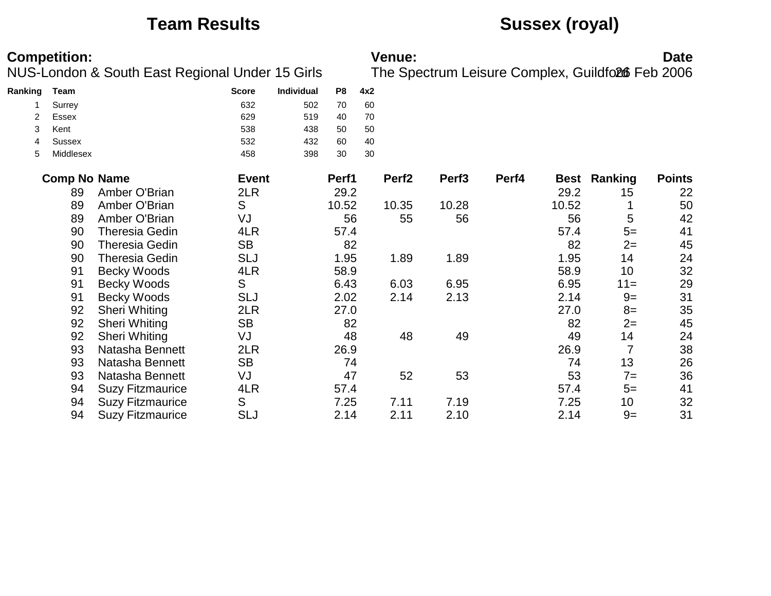# Team Results

# Sussex (royal)

**Competition:**
NUS-London & South East Regional Under 15 Girls

**Venue:**
The Spectrum Leisure Complex, Guildford

**Date**
26 Feb 2006

| Ranking | Team | Score | Individual | P8 | 4x2 |
|---|---|---|---|---|---|
| 1 | Surrey | 632 | 502 | 70 | 60 |
| 2 | Essex | 629 | 519 | 40 | 70 |
| 3 | Kent | 538 | 438 | 50 | 50 |
| 4 | Sussex | 532 | 432 | 60 | 40 |
| 5 | Middlesex | 458 | 398 | 30 | 30 |

| Comp No | Name | Event | Perf1 | Perf2 | Perf3 | Perf4 | Best | Ranking | Points |
|---|---|---|---|---|---|---|---|---|---|
| 89 | Amber O'Brian | 2LR | 29.2 | | | | 29.2 | 15 | 22 |
| 89 | Amber O'Brian | S | 10.52 | 10.35 | 10.28 | | 10.52 | 1 | 50 |
| 89 | Amber O'Brian | VJ | 56 | 55 | 56 | | 56 | 5 | 42 |
| 90 | Theresia Gedin | 4LR | 57.4 | | | | 57.4 | 5= | 41 |
| 90 | Theresia Gedin | SB | 82 | | | | 82 | 2= | 45 |
| 90 | Theresia Gedin | SLJ | 1.95 | 1.89 | 1.89 | | 1.95 | 14 | 24 |
| 91 | Becky Woods | 4LR | 58.9 | | | | 58.9 | 10 | 32 |
| 91 | Becky Woods | S | 6.43 | 6.03 | 6.95 | | 6.95 | 11= | 29 |
| 91 | Becky Woods | SLJ | 2.02 | 2.14 | 2.13 | | 2.14 | 9= | 31 |
| 92 | Sheri Whiting | 2LR | 27.0 | | | | 27.0 | 8= | 35 |
| 92 | Sheri Whiting | SB | 82 | | | | 82 | 2= | 45 |
| 92 | Sheri Whiting | VJ | 48 | 48 | 49 | | 49 | 14 | 24 |
| 93 | Natasha Bennett | 2LR | 26.9 | | | | 26.9 | 7 | 38 |
| 93 | Natasha Bennett | SB | 74 | | | | 74 | 13 | 26 |
| 93 | Natasha Bennett | VJ | 47 | 52 | 53 | | 53 | 7= | 36 |
| 94 | Suzy Fitzmaurice | 4LR | 57.4 | | | | 57.4 | 5= | 41 |
| 94 | Suzy Fitzmaurice | S | 7.25 | 7.11 | 7.19 | | 7.25 | 10 | 32 |
| 94 | Suzy Fitzmaurice | SLJ | 2.14 | 2.11 | 2.10 | | 2.14 | 9= | 31 |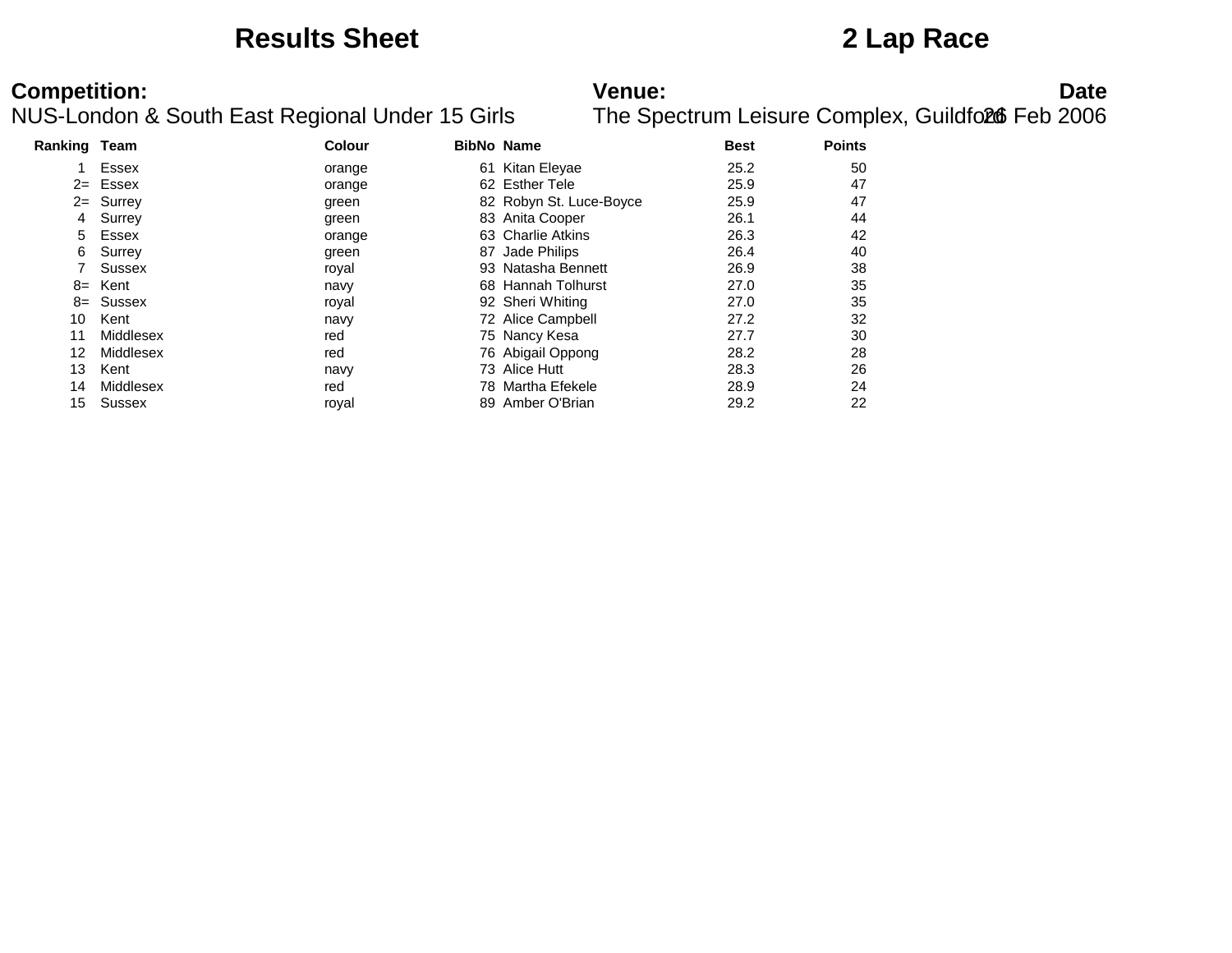# Results Sheet

# 2 Lap Race

**Competition:**
NUS-London & South East Regional Under 15 Girls

**Venue:**
The Spectrum Leisure Complex, Guildford

**Date**
26 Feb 2006

| Ranking | Team | Colour | BibNo | Name | Best | Points |
|---|---|---|---|---|---|---|
| 1 | Essex | orange | 61 | Kitan Eleyae | 25.2 | 50 |
| 2= | Essex | orange | 62 | Esther Tele | 25.9 | 47 |
| 2= | Surrey | green | 82 | Robyn St. Luce-Boyce | 25.9 | 47 |
| 4 | Surrey | green | 83 | Anita Cooper | 26.1 | 44 |
| 5 | Essex | orange | 63 | Charlie Atkins | 26.3 | 42 |
| 6 | Surrey | green | 87 | Jade Philips | 26.4 | 40 |
| 7 | Sussex | royal | 93 | Natasha Bennett | 26.9 | 38 |
| 8= | Kent | navy | 68 | Hannah Tolhurst | 27.0 | 35 |
| 8= | Sussex | royal | 92 | Sheri Whiting | 27.0 | 35 |
| 10 | Kent | navy | 72 | Alice Campbell | 27.2 | 32 |
| 11 | Middlesex | red | 75 | Nancy Kesa | 27.7 | 30 |
| 12 | Middlesex | red | 76 | Abigail Oppong | 28.2 | 28 |
| 13 | Kent | navy | 73 | Alice Hutt | 28.3 | 26 |
| 14 | Middlesex | red | 78 | Martha Efekele | 28.9 | 24 |
| 15 | Sussex | royal | 89 | Amber O'Brian | 29.2 | 22 |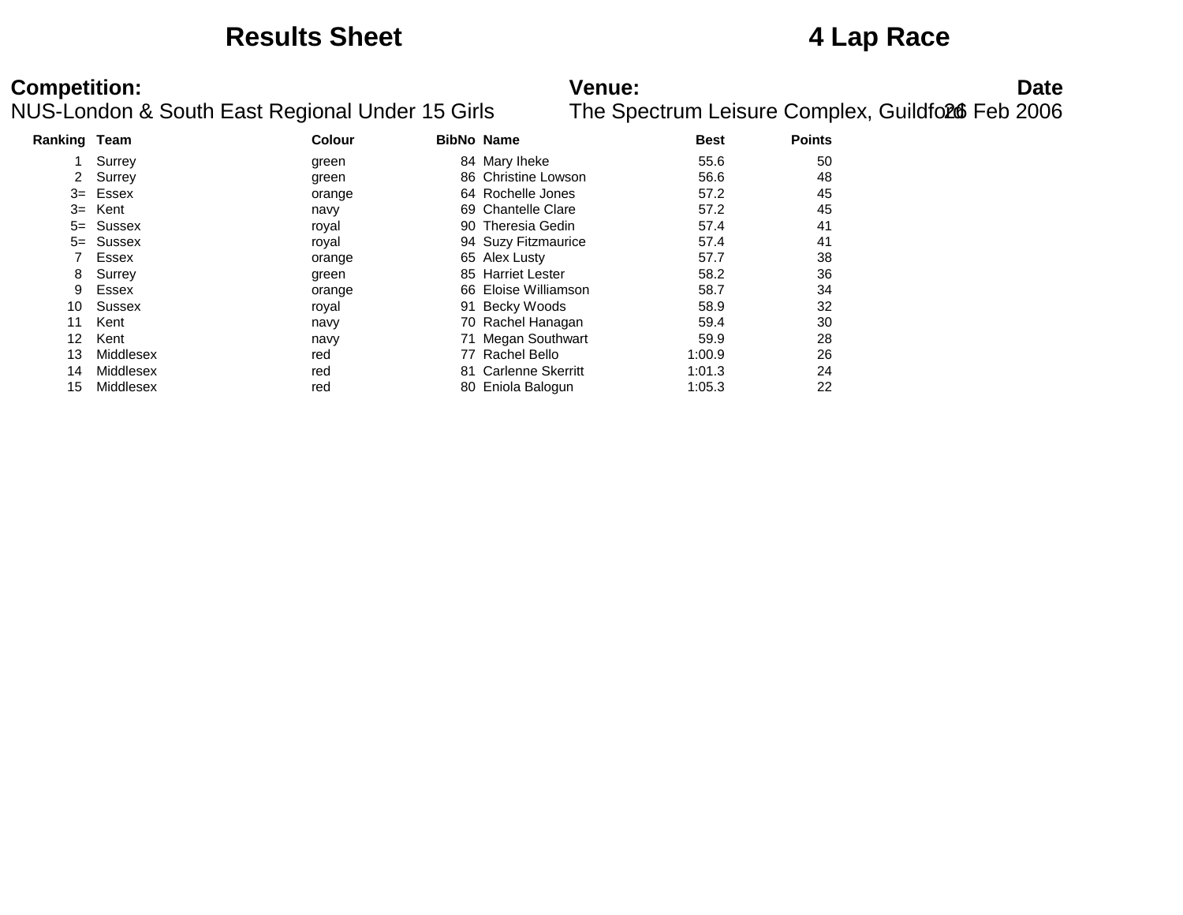# Results Sheet

# 4 Lap Race

**Competition:**
NUS-London & South East Regional Under 15 Girls

**Venue:**
The Spectrum Leisure Complex, Guildford

**Date**
26 Feb 2006

| Ranking | Team | Colour | BibNo | Name | Best | Points |
|---|---|---|---|---|---|---|
| 1 | Surrey | green | 84 | Mary Iheke | 55.6 | 50 |
| 2 | Surrey | green | 86 | Christine Lowson | 56.6 | 48 |
| 3= | Essex | orange | 64 | Rochelle Jones | 57.2 | 45 |
| 3= | Kent | navy | 69 | Chantelle Clare | 57.2 | 45 |
| 5= | Sussex | royal | 90 | Theresia Gedin | 57.4 | 41 |
| 5= | Sussex | royal | 94 | Suzy Fitzmaurice | 57.4 | 41 |
| 7 | Essex | orange | 65 | Alex Lusty | 57.7 | 38 |
| 8 | Surrey | green | 85 | Harriet Lester | 58.2 | 36 |
| 9 | Essex | orange | 66 | Eloise Williamson | 58.7 | 34 |
| 10 | Sussex | royal | 91 | Becky Woods | 58.9 | 32 |
| 11 | Kent | navy | 70 | Rachel Hanagan | 59.4 | 30 |
| 12 | Kent | navy | 71 | Megan Southwart | 59.9 | 28 |
| 13 | Middlesex | red | 77 | Rachel Bello | 1:00.9 | 26 |
| 14 | Middlesex | red | 81 | Carlenne Skerritt | 1:01.3 | 24 |
| 15 | Middlesex | red | 80 | Eniola Balogun | 1:05.3 | 22 |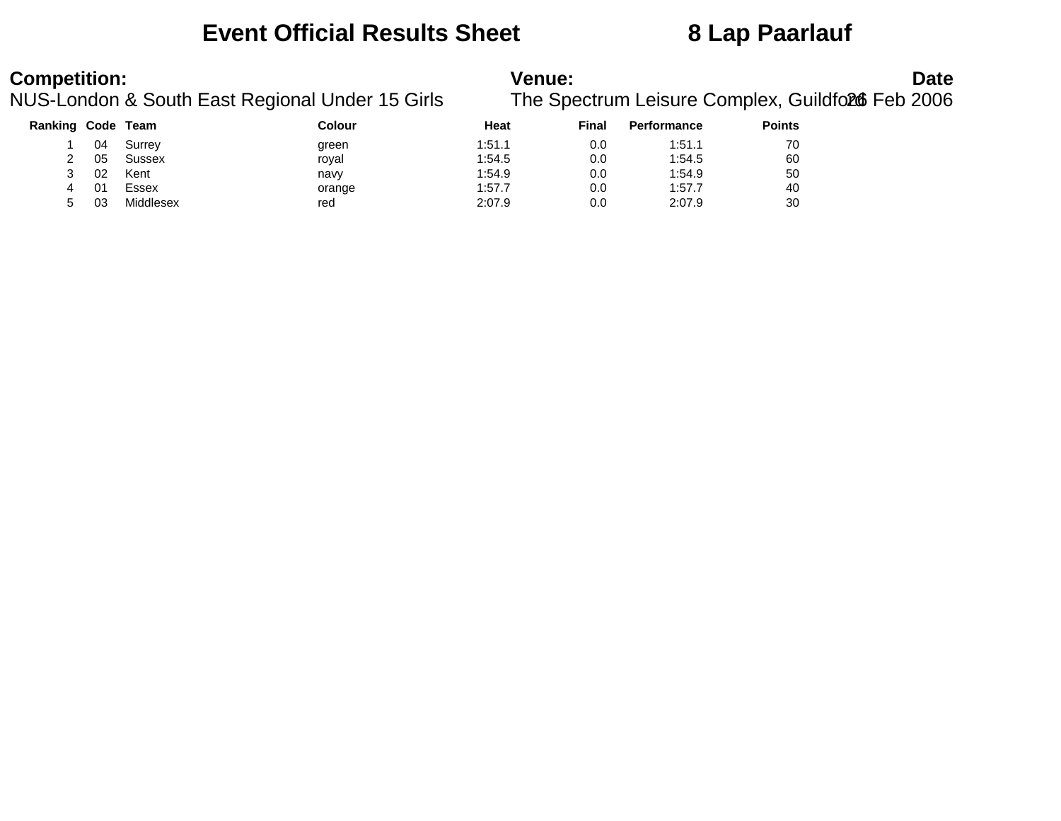# Event Official Results Sheet　　　8 Lap Paarlauf

**Competition:**
NUS-London & South East Regional Under 15 Girls

**Venue:**
The Spectrum Leisure Complex, Guildford

**Date**
26 Feb 2006

| Ranking | Code | Team | Colour | Heat | Final | Performance | Points |
|---|---|---|---|---|---|---|---|
| 1 | 04 | Surrey | green | 1:51.1 | 0.0 | 1:51.1 | 70 |
| 2 | 05 | Sussex | royal | 1:54.5 | 0.0 | 1:54.5 | 60 |
| 3 | 02 | Kent | navy | 1:54.9 | 0.0 | 1:54.9 | 50 |
| 4 | 01 | Essex | orange | 1:57.7 | 0.0 | 1:57.7 | 40 |
| 5 | 03 | Middlesex | red | 2:07.9 | 0.0 | 2:07.9 | 30 |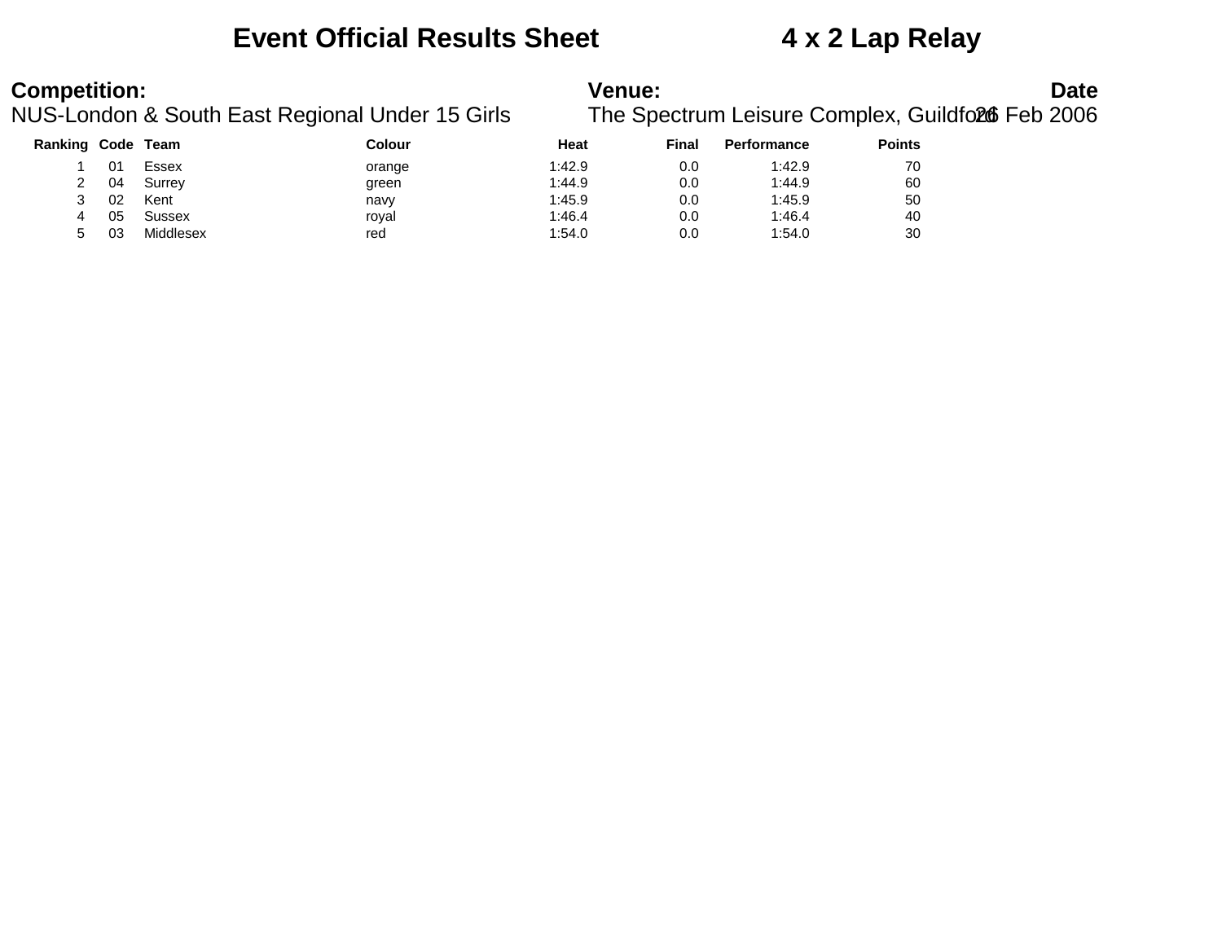# Event Official Results Sheet 4 x 2 Lap Relay

**Competition:**
NUS-London & South East Regional Under 15 Girls

**Venue:**
The Spectrum Leisure Complex, Guildford

**Date**
26 Feb 2006

| Ranking | Code | Team | Colour | Heat | Final | Performance | Points |
|---|---|---|---|---|---|---|---|
| 1 | 01 | Essex | orange | 1:42.9 | 0.0 | 1:42.9 | 70 |
| 2 | 04 | Surrey | green | 1:44.9 | 0.0 | 1:44.9 | 60 |
| 3 | 02 | Kent | navy | 1:45.9 | 0.0 | 1:45.9 | 50 |
| 4 | 05 | Sussex | royal | 1:46.4 | 0.0 | 1:46.4 | 40 |
| 5 | 03 | Middlesex | red | 1:54.0 | 0.0 | 1:54.0 | 30 |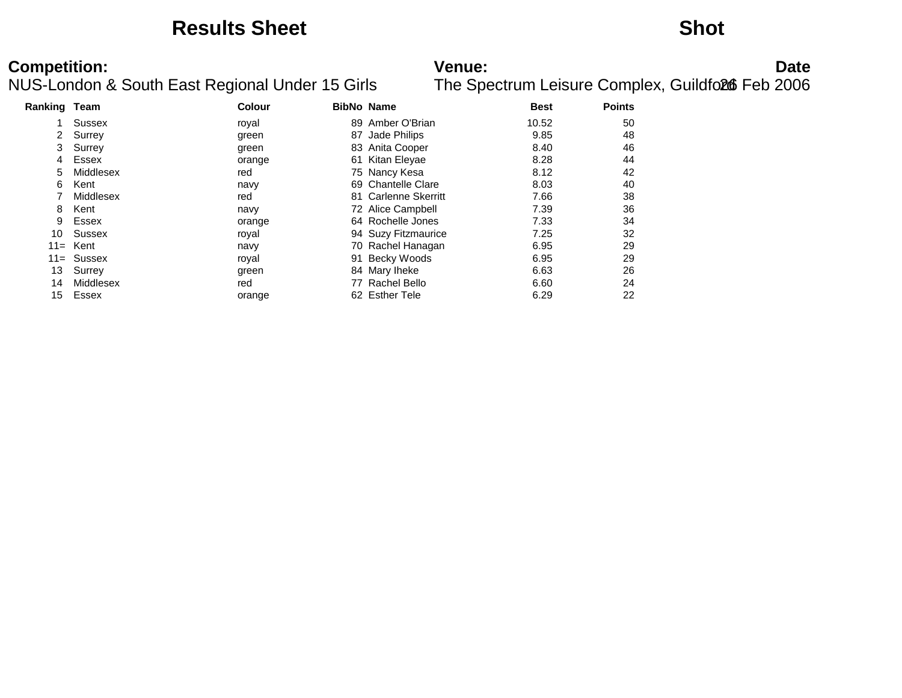# Results Sheet

# Shot

**Competition:**
NUS-London & South East Regional Under 15 Girls

**Venue:**
The Spectrum Leisure Complex, Guildford

**Date**
26 Feb 2006

| Ranking | Team | Colour | BibNo | Name | Best | Points |
|---|---|---|---|---|---|---|
| 1 | Sussex | royal | 89 | Amber O'Brian | 10.52 | 50 |
| 2 | Surrey | green | 87 | Jade Philips | 9.85 | 48 |
| 3 | Surrey | green | 83 | Anita Cooper | 8.40 | 46 |
| 4 | Essex | orange | 61 | Kitan Eleyae | 8.28 | 44 |
| 5 | Middlesex | red | 75 | Nancy Kesa | 8.12 | 42 |
| 6 | Kent | navy | 69 | Chantelle Clare | 8.03 | 40 |
| 7 | Middlesex | red | 81 | Carlenne Skerritt | 7.66 | 38 |
| 8 | Kent | navy | 72 | Alice Campbell | 7.39 | 36 |
| 9 | Essex | orange | 64 | Rochelle Jones | 7.33 | 34 |
| 10 | Sussex | royal | 94 | Suzy Fitzmaurice | 7.25 | 32 |
| 11= | Kent | navy | 70 | Rachel Hanagan | 6.95 | 29 |
| 11= | Sussex | royal | 91 | Becky Woods | 6.95 | 29 |
| 13 | Surrey | green | 84 | Mary Iheke | 6.63 | 26 |
| 14 | Middlesex | red | 77 | Rachel Bello | 6.60 | 24 |
| 15 | Essex | orange | 62 | Esther Tele | 6.29 | 22 |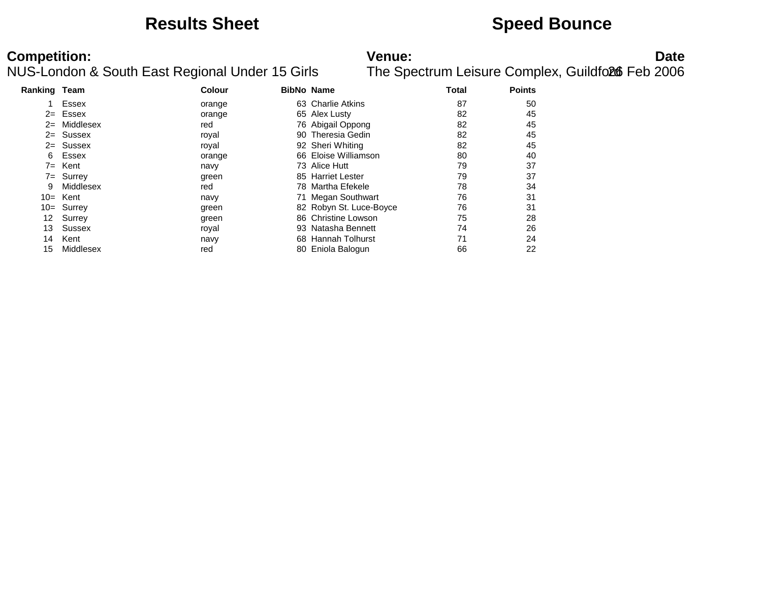# Results Sheet

# Speed Bounce

**Competition:**
NUS-London & South East Regional Under 15 Girls

**Venue:**
The Spectrum Leisure Complex, Guildford

**Date**
26 Feb 2006

| Ranking | Team | Colour | BibNo | Name | Total | Points |
|---|---|---|---|---|---|---|
| 1 | Essex | orange | 63 | Charlie Atkins | 87 | 50 |
| 2= | Essex | orange | 65 | Alex Lusty | 82 | 45 |
| 2= | Middlesex | red | 76 | Abigail Oppong | 82 | 45 |
| 2= | Sussex | royal | 90 | Theresia Gedin | 82 | 45 |
| 2= | Sussex | royal | 92 | Sheri Whiting | 82 | 45 |
| 6 | Essex | orange | 66 | Eloise Williamson | 80 | 40 |
| 7= | Kent | navy | 73 | Alice Hutt | 79 | 37 |
| 7= | Surrey | green | 85 | Harriet Lester | 79 | 37 |
| 9 | Middlesex | red | 78 | Martha Efekele | 78 | 34 |
| 10= | Kent | navy | 71 | Megan Southwart | 76 | 31 |
| 10= | Surrey | green | 82 | Robyn St. Luce-Boyce | 76 | 31 |
| 12 | Surrey | green | 86 | Christine Lowson | 75 | 28 |
| 13 | Sussex | royal | 93 | Natasha Bennett | 74 | 26 |
| 14 | Kent | navy | 68 | Hannah Tolhurst | 71 | 24 |
| 15 | Middlesex | red | 80 | Eniola Balogun | 66 | 22 |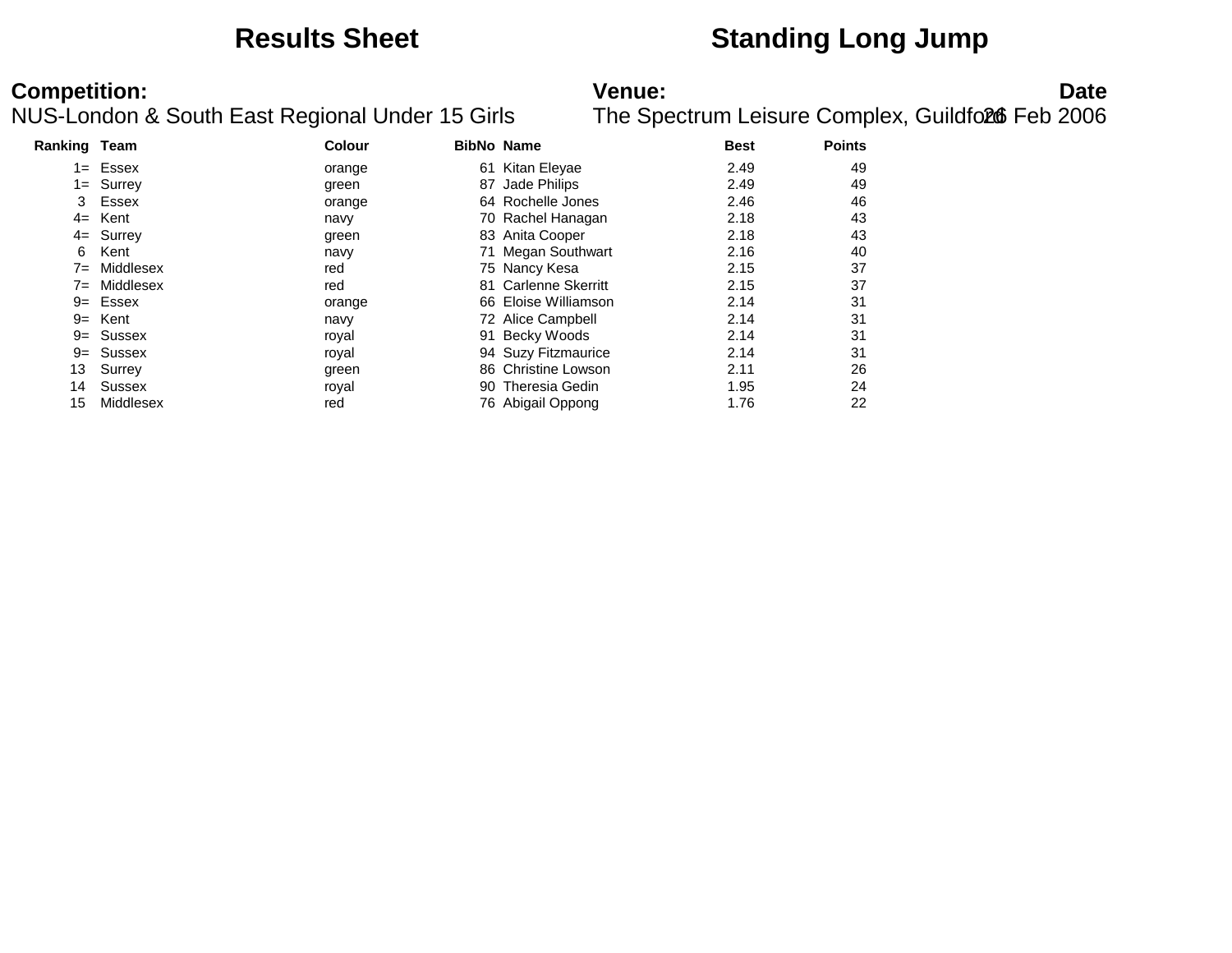# Results Sheet

# Standing Long Jump

**Competition:**
NUS-London & South East Regional Under 15 Girls

**Venue:**
The Spectrum Leisure Complex, Guildford

**Date**
26 Feb 2006

| Ranking | Team | Colour | BibNo | Name | Best | Points |
|---|---|---|---|---|---|---|
| 1= | Essex | orange | 61 | Kitan Eleyae | 2.49 | 49 |
| 1= | Surrey | green | 87 | Jade Philips | 2.49 | 49 |
| 3 | Essex | orange | 64 | Rochelle Jones | 2.46 | 46 |
| 4= | Kent | navy | 70 | Rachel Hanagan | 2.18 | 43 |
| 4= | Surrey | green | 83 | Anita Cooper | 2.18 | 43 |
| 6 | Kent | navy | 71 | Megan Southwart | 2.16 | 40 |
| 7= | Middlesex | red | 75 | Nancy Kesa | 2.15 | 37 |
| 7= | Middlesex | red | 81 | Carlenne Skerritt | 2.15 | 37 |
| 9= | Essex | orange | 66 | Eloise Williamson | 2.14 | 31 |
| 9= | Kent | navy | 72 | Alice Campbell | 2.14 | 31 |
| 9= | Sussex | royal | 91 | Becky Woods | 2.14 | 31 |
| 9= | Sussex | royal | 94 | Suzy Fitzmaurice | 2.14 | 31 |
| 13 | Surrey | green | 86 | Christine Lowson | 2.11 | 26 |
| 14 | Sussex | royal | 90 | Theresia Gedin | 1.95 | 24 |
| 15 | Middlesex | red | 76 | Abigail Oppong | 1.76 | 22 |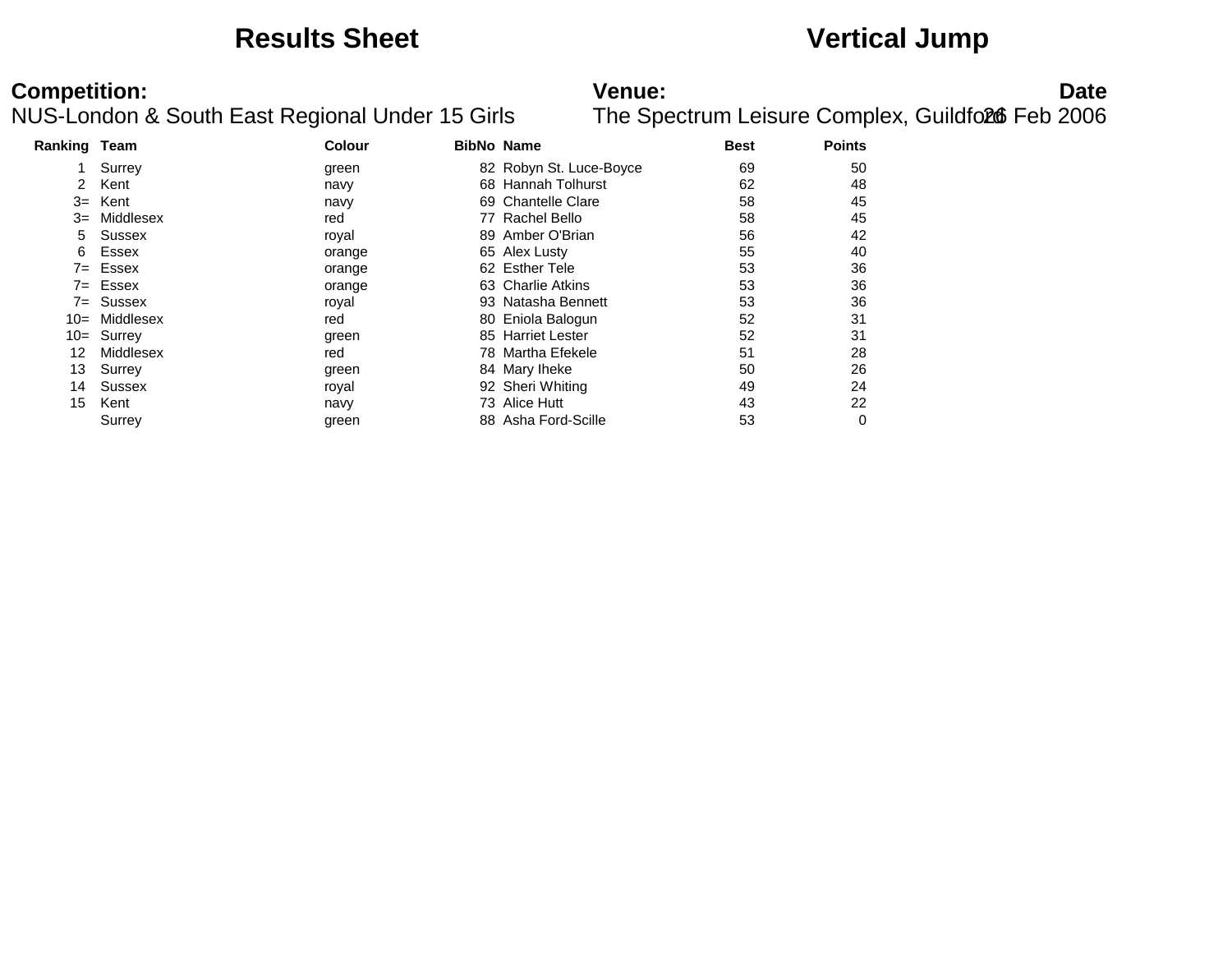# Results Sheet

# Vertical Jump

**Competition:**
NUS-London & South East Regional Under 15 Girls

**Venue:**
The Spectrum Leisure Complex, Guildford

**Date**
26 Feb 2006

| Ranking | Team | Colour | BibNo | Name | Best | Points |
|---|---|---|---|---|---|---|
| 1 | Surrey | green | 82 | Robyn St. Luce-Boyce | 69 | 50 |
| 2 | Kent | navy | 68 | Hannah Tolhurst | 62 | 48 |
| 3= | Kent | navy | 69 | Chantelle Clare | 58 | 45 |
| 3= | Middlesex | red | 77 | Rachel Bello | 58 | 45 |
| 5 | Sussex | royal | 89 | Amber O'Brian | 56 | 42 |
| 6 | Essex | orange | 65 | Alex Lusty | 55 | 40 |
| 7= | Essex | orange | 62 | Esther Tele | 53 | 36 |
| 7= | Essex | orange | 63 | Charlie Atkins | 53 | 36 |
| 7= | Sussex | royal | 93 | Natasha Bennett | 53 | 36 |
| 10= | Middlesex | red | 80 | Eniola Balogun | 52 | 31 |
| 10= | Surrey | green | 85 | Harriet Lester | 52 | 31 |
| 12 | Middlesex | red | 78 | Martha Efekele | 51 | 28 |
| 13 | Surrey | green | 84 | Mary Iheke | 50 | 26 |
| 14 | Sussex | royal | 92 | Sheri Whiting | 49 | 24 |
| 15 | Kent | navy | 73 | Alice Hutt | 43 | 22 |
| | Surrey | green | 88 | Asha Ford-Scille | 53 | 0 |